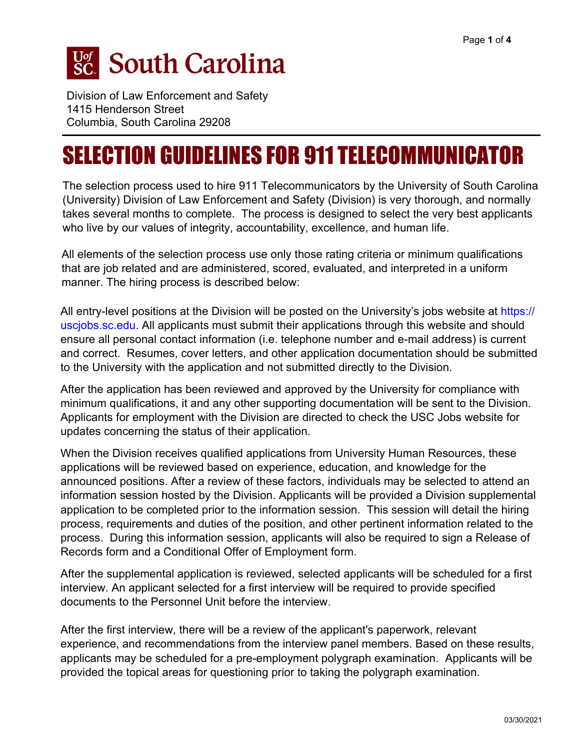South Carolina

Division of Law Enforcement and Safety
1415 Henderson Street
Columbia, South Carolina 29208

# SELECTION GUIDELINES FOR 911 TELECOMMUNICATOR

The selection process used to hire 911 Telecommunicators by the University of South Carolina (University) Division of Law Enforcement and Safety (Division) is very thorough, and normally takes several months to complete. The process is designed to select the very best applicants who live by our values of integrity, accountability, excellence, and human life.

All elements of the selection process use only those rating criteria or minimum qualifications that are job related and are administered, scored, evaluated, and interpreted in a uniform manner. The hiring process is described below:

All entry-level positions at the Division will be posted on the University's jobs website at https://uscjobs.sc.edu. All applicants must submit their applications through this website and should ensure all personal contact information (i.e. telephone number and e-mail address) is current and correct. Resumes, cover letters, and other application documentation should be submitted to the University with the application and not submitted directly to the Division.

After the application has been reviewed and approved by the University for compliance with minimum qualifications, it and any other supporting documentation will be sent to the Division. Applicants for employment with the Division are directed to check the USC Jobs website for updates concerning the status of their application.

When the Division receives qualified applications from University Human Resources, these applications will be reviewed based on experience, education, and knowledge for the announced positions. After a review of these factors, individuals may be selected to attend an information session hosted by the Division. Applicants will be provided a Division supplemental application to be completed prior to the information session. This session will detail the hiring process, requirements and duties of the position, and other pertinent information related to the process. During this information session, applicants will also be required to sign a Release of Records form and a Conditional Offer of Employment form.

After the supplemental application is reviewed, selected applicants will be scheduled for a first interview. An applicant selected for a first interview will be required to provide specified documents to the Personnel Unit before the interview.

After the first interview, there will be a review of the applicant's paperwork, relevant experience, and recommendations from the interview panel members. Based on these results, applicants may be scheduled for a pre-employment polygraph examination. Applicants will be provided the topical areas for questioning prior to taking the polygraph examination.

03/30/2021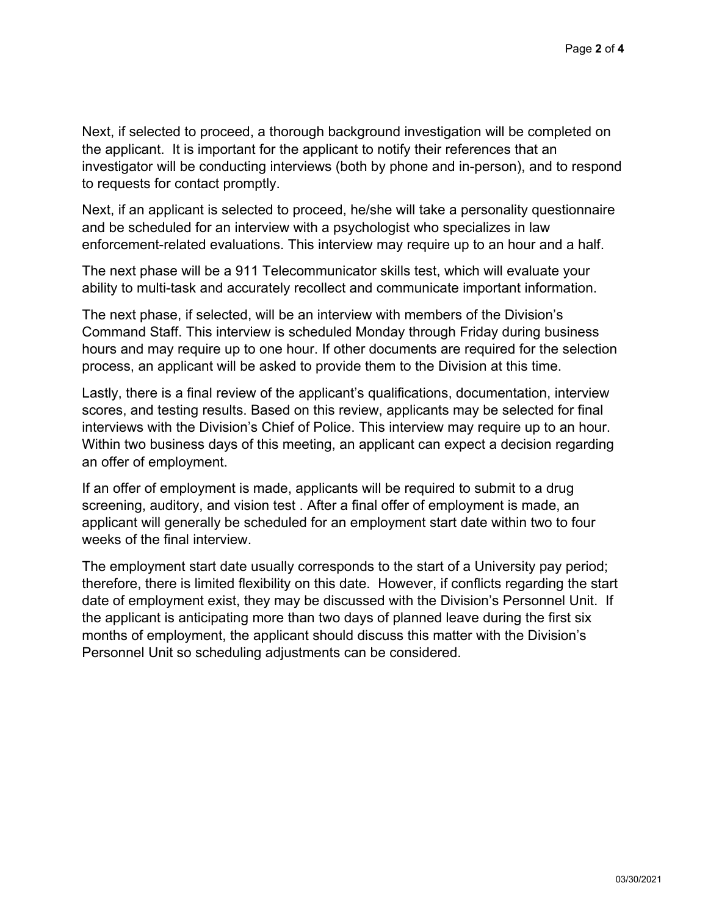Next, if selected to proceed, a thorough background investigation will be completed on the applicant. It is important for the applicant to notify their references that an investigator will be conducting interviews (both by phone and in-person), and to respond to requests for contact promptly.

Next, if an applicant is selected to proceed, he/she will take a personality questionnaire and be scheduled for an interview with a psychologist who specializes in law enforcement-related evaluations. This interview may require up to an hour and a half.

The next phase will be a 911 Telecommunicator skills test, which will evaluate your ability to multi-task and accurately recollect and communicate important information.

The next phase, if selected, will be an interview with members of the Division's Command Staff. This interview is scheduled Monday through Friday during business hours and may require up to one hour. If other documents are required for the selection process, an applicant will be asked to provide them to the Division at this time.

Lastly, there is a final review of the applicant's qualifications, documentation, interview scores, and testing results. Based on this review, applicants may be selected for final interviews with the Division's Chief of Police. This interview may require up to an hour. Within two business days of this meeting, an applicant can expect a decision regarding an offer of employment.

If an offer of employment is made, applicants will be required to submit to a drug screening, auditory, and vision test . After a final offer of employment is made, an applicant will generally be scheduled for an employment start date within two to four weeks of the final interview.

The employment start date usually corresponds to the start of a University pay period; therefore, there is limited flexibility on this date. However, if conflicts regarding the start date of employment exist, they may be discussed with the Division's Personnel Unit. If the applicant is anticipating more than two days of planned leave during the first six months of employment, the applicant should discuss this matter with the Division's Personnel Unit so scheduling adjustments can be considered.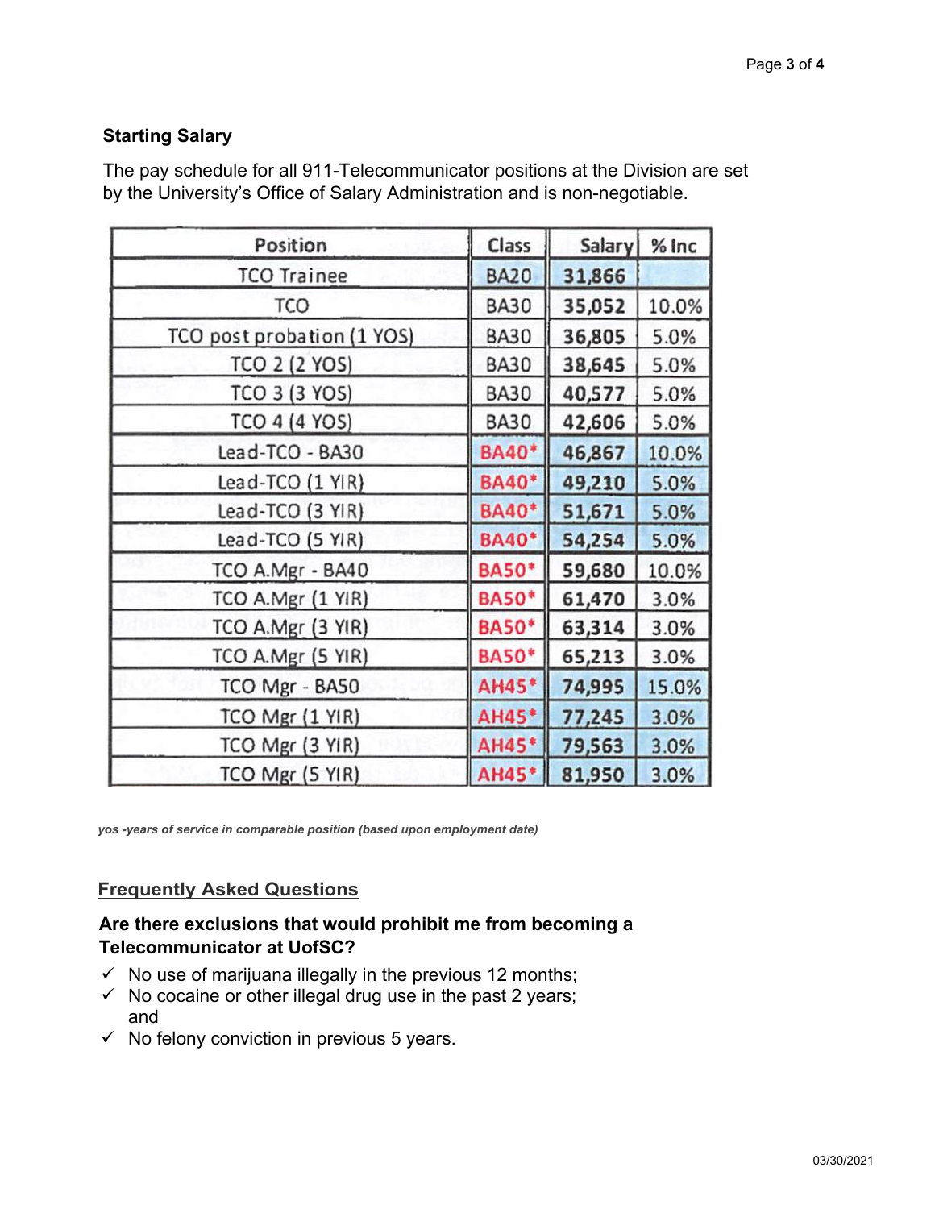## Starting Salary

The pay schedule for all 911-Telecommunicator positions at the Division are set by the University's Office of Salary Administration and is non-negotiable.

| Position | Class | Salary | % Inc |
|---|---|---|---|
| TCO Trainee | BA20 | 31,866 | |
| TCO | BA30 | 35,052 | 10.0% |
| TCO post probation (1 YOS) | BA30 | 36,805 | 5.0% |
| TCO 2 (2 YOS) | BA30 | 38,645 | 5.0% |
| TCO 3 (3 YOS) | BA30 | 40,577 | 5.0% |
| TCO 4 (4 YOS) | BA30 | 42,606 | 5.0% |
| Lead-TCO - BA30 | BA40* | 46,867 | 10.0% |
| Lead-TCO (1 YIR) | BA40* | 49,210 | 5.0% |
| Lead-TCO (3 YIR) | BA40* | 51,671 | 5.0% |
| Lead-TCO (5 YIR) | BA40* | 54,254 | 5.0% |
| TCO A.Mgr - BA40 | BA50* | 59,680 | 10.0% |
| TCO A.Mgr (1 YIR) | BA50* | 61,470 | 3.0% |
| TCO A.Mgr (3 YIR) | BA50* | 63,314 | 3.0% |
| TCO A.Mgr (5 YIR) | BA50* | 65,213 | 3.0% |
| TCO Mgr - BA50 | AH45* | 74,995 | 15.0% |
| TCO Mgr (1 YIR) | AH45* | 77,245 | 3.0% |
| TCO Mgr (3 YIR) | AH45* | 79,563 | 3.0% |
| TCO Mgr (5 YIR) | AH45* | 81,950 | 3.0% |

***yos -years of service in comparable position (based upon employment date)***

## Frequently Asked Questions

### Are there exclusions that would prohibit me from becoming a Telecommunicator at UofSC?

- ✓ No use of marijuana illegally in the previous 12 months;
- ✓ No cocaine or other illegal drug use in the past 2 years; and
- ✓ No felony conviction in previous 5 years.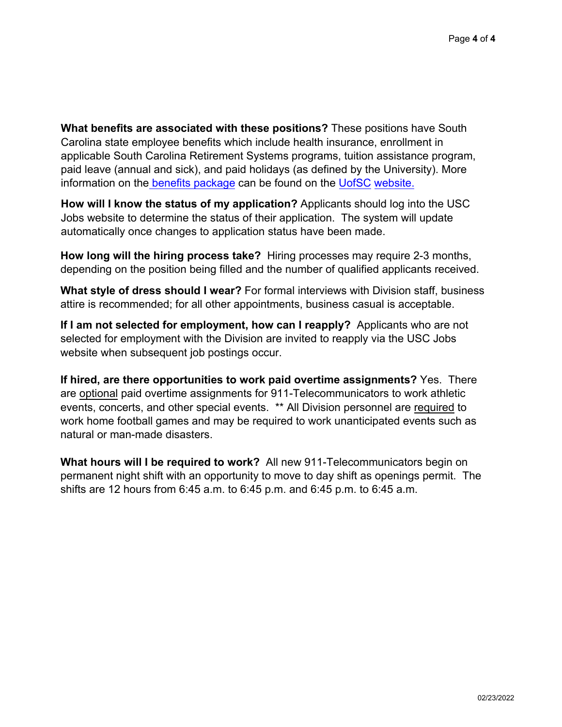**What benefits are associated with these positions?** These positions have South Carolina state employee benefits which include health insurance, enrollment in applicable South Carolina Retirement Systems programs, tuition assistance program, paid leave (annual and sick), and paid holidays (as defined by the University). More information on the benefits package can be found on the UofSC website.

**How will I know the status of my application?** Applicants should log into the USC Jobs website to determine the status of their application. The system will update automatically once changes to application status have been made.

**How long will the hiring process take?** Hiring processes may require 2-3 months, depending on the position being filled and the number of qualified applicants received.

**What style of dress should I wear?** For formal interviews with Division staff, business attire is recommended; for all other appointments, business casual is acceptable.

**If I am not selected for employment, how can I reapply?** Applicants who are not selected for employment with the Division are invited to reapply via the USC Jobs website when subsequent job postings occur.

**If hired, are there opportunities to work paid overtime assignments?** Yes. There are optional paid overtime assignments for 911-Telecommunicators to work athletic events, concerts, and other special events. ** All Division personnel are required to work home football games and may be required to work unanticipated events such as natural or man-made disasters.

**What hours will I be required to work?** All new 911-Telecommunicators begin on permanent night shift with an opportunity to move to day shift as openings permit. The shifts are 12 hours from 6:45 a.m. to 6:45 p.m. and 6:45 p.m. to 6:45 a.m.

02/23/2022